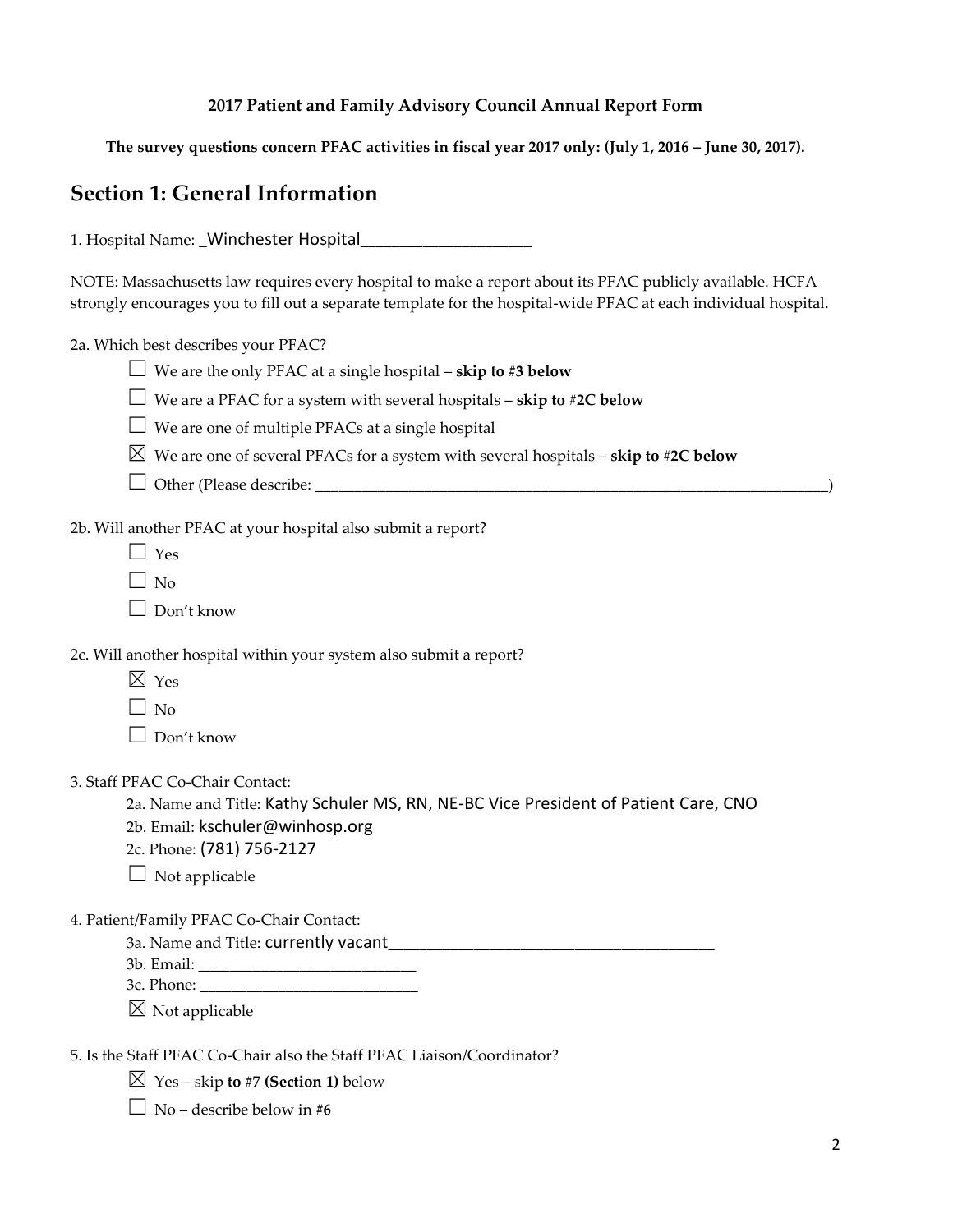**2017 Patient and Family Advisory Council Annual Report Form**

**The survey questions concern PFAC activities in fiscal year 2017 only: (July 1, 2016 – June 30, 2017).**

# Section 1: General Information

1. Hospital Name: _Winchester Hospital____________________

NOTE: Massachusetts law requires every hospital to make a report about its PFAC publicly available. HCFA strongly encourages you to fill out a separate template for the hospital-wide PFAC at each individual hospital.

2a. Which best describes your PFAC?

- ☐ We are the only PFAC at a single hospital – **skip to #3 below**
- ☐ We are a PFAC for a system with several hospitals – **skip to #2C below**
- ☐ We are one of multiple PFACs at a single hospital
- ☒ We are one of several PFACs for a system with several hospitals – **skip to #2C below**
- ☐ Other (Please describe: ____________________________________________________________________)

2b. Will another PFAC at your hospital also submit a report?

- ☐ Yes
- ☐ No
- ☐ Don't know

2c. Will another hospital within your system also submit a report?

- ☒ Yes
- ☐ No
- ☐ Don't know

3. Staff PFAC Co-Chair Contact:

   2a. Name and Title: Kathy Schuler MS, RN, NE-BC Vice President of Patient Care, CNO
   
   2b. Email: kschuler@winhosp.org
   
   2c. Phone: (781) 756-2127
   
   ☐ Not applicable

4. Patient/Family PFAC Co-Chair Contact:

   3a. Name and Title: currently vacant_______________________________________
   
   3b. Email: ___________________________
   
   3c. Phone: ___________________________
   
   ☒ Not applicable

5. Is the Staff PFAC Co-Chair also the Staff PFAC Liaison/Coordinator?

- ☒ Yes – skip **to #7 (Section 1)** below
- ☐ No – describe below in #**6**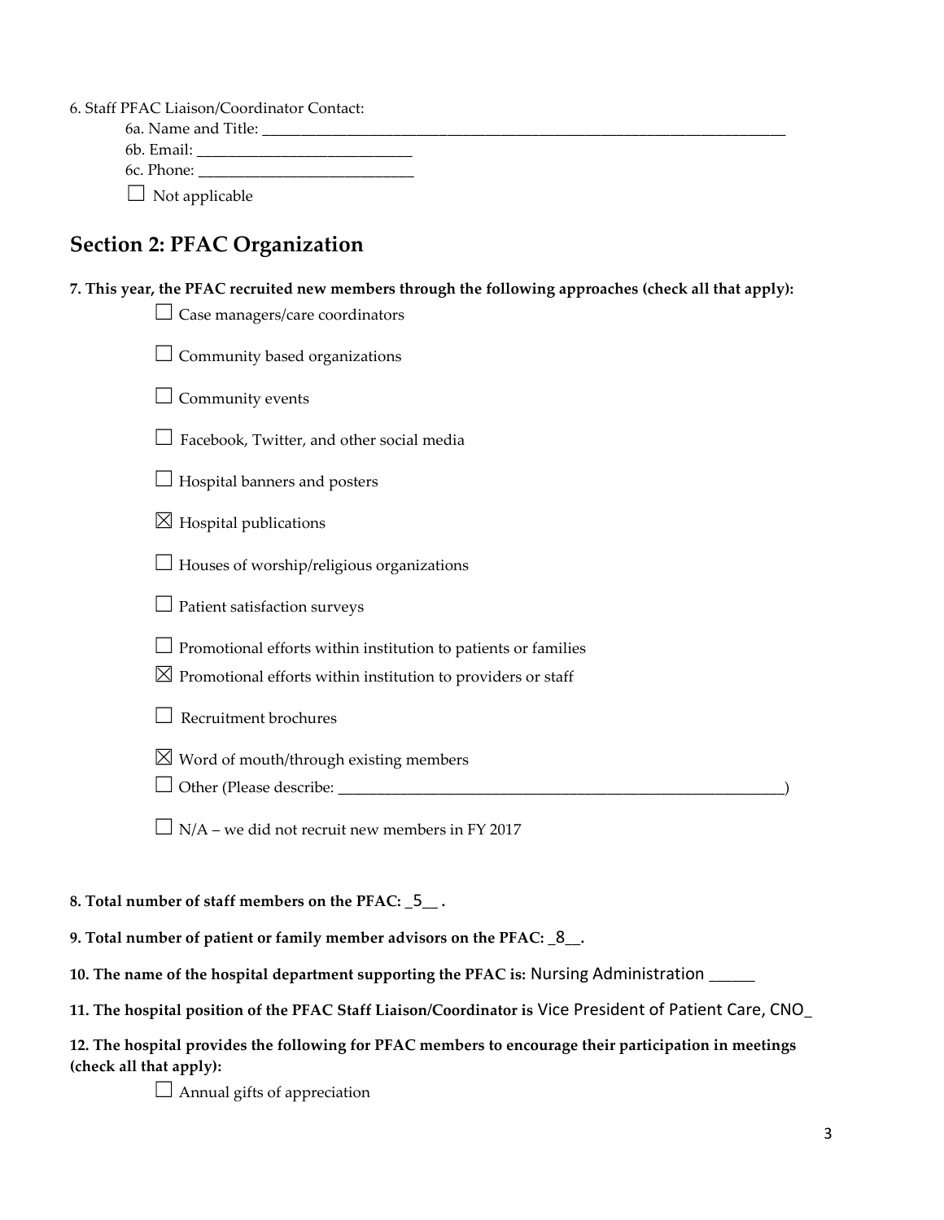6. Staff PFAC Liaison/Coordinator Contact:

6a. Name and Title: ___________________________________________________________________

6b. Email: ___________________________

6c. Phone: ___________________________

☐ Not applicable

## Section 2: PFAC Organization

**7. This year, the PFAC recruited new members through the following approaches (check all that apply):**

☐ Case managers/care coordinators

☐ Community based organizations

☐ Community events

☐ Facebook, Twitter, and other social media

☐ Hospital banners and posters

☒ Hospital publications

☐ Houses of worship/religious organizations

☐ Patient satisfaction surveys

☐ Promotional efforts within institution to patients or families

☒ Promotional efforts within institution to providers or staff

☐ Recruitment brochures

☒ Word of mouth/through existing members

☐ Other (Please describe: ___________________________________________________________)

☐ N/A – we did not recruit new members in FY 2017

**8. Total number of staff members on the PFAC:** _5__ **.**

**9. Total number of patient or family member advisors on the PFAC:** _8__**.**

**10. The name of the hospital department supporting the PFAC is:** Nursing Administration ______

**11. The hospital position of the PFAC Staff Liaison/Coordinator is** Vice President of Patient Care, CNO_

**12. The hospital provides the following for PFAC members to encourage their participation in meetings (check all that apply):**

☐ Annual gifts of appreciation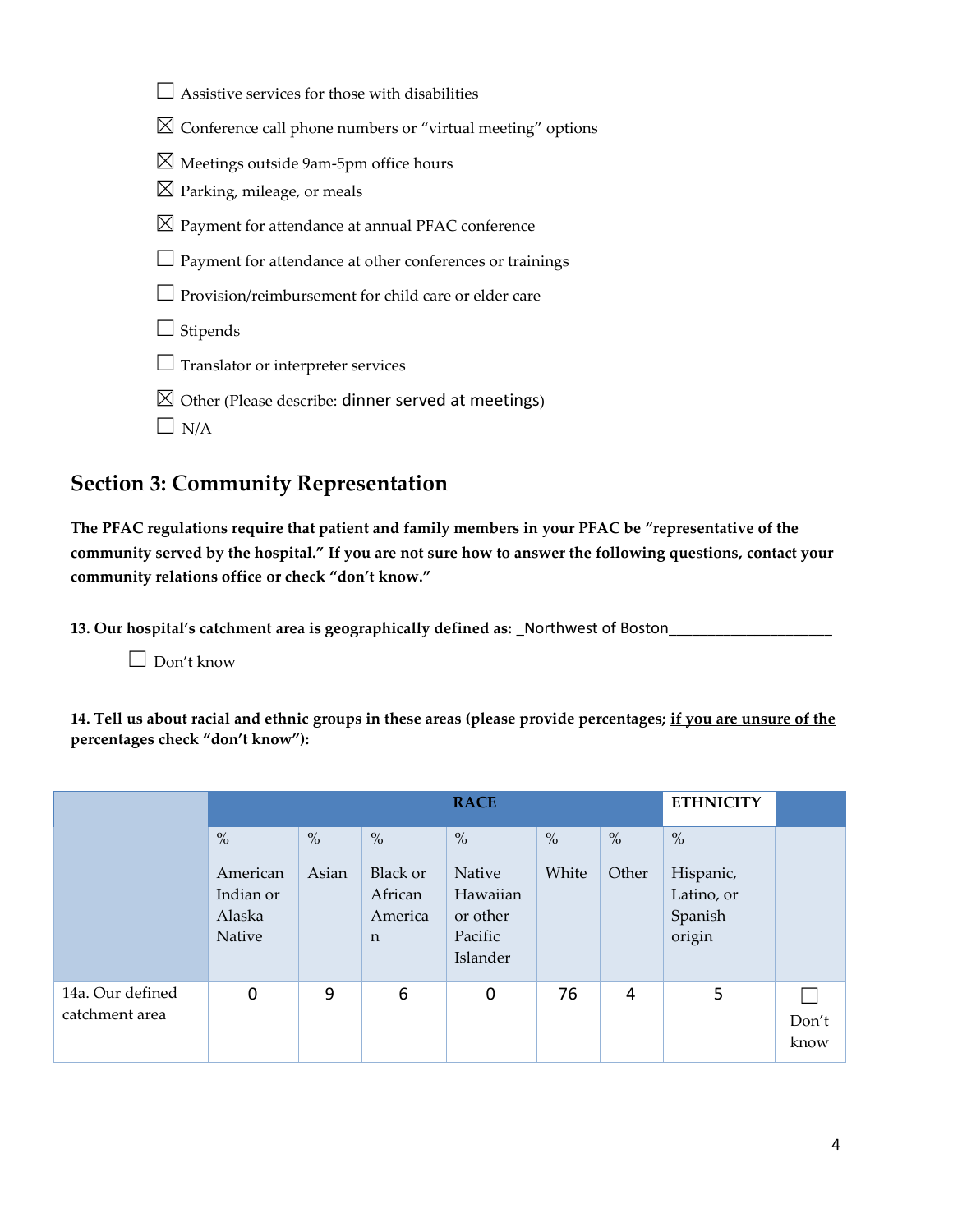☐ Assistive services for those with disabilities

☒ Conference call phone numbers or "virtual meeting" options

☒ Meetings outside 9am-5pm office hours

☒ Parking, mileage, or meals

☒ Payment for attendance at annual PFAC conference

☐ Payment for attendance at other conferences or trainings

☐ Provision/reimbursement for child care or elder care

☐ Stipends

☐ Translator or interpreter services

☒ Other (Please describe: dinner served at meetings)

☐ N/A

## Section 3: Community Representation

**The PFAC regulations require that patient and family members in your PFAC be "representative of the community served by the hospital." If you are not sure how to answer the following questions, contact your community relations office or check "don't know."**

**13. Our hospital's catchment area is geographically defined as:** _Northwest of Boston____________________

☐ Don't know

**14. Tell us about racial and ethnic groups in these areas (please provide percentages; <u>if you are unsure of the percentages check "don't know"</u>):**

| | RACE | | | | | | ETHNICITY | |
|---|---|---|---|---|---|---|---|---|
| | % American Indian or Alaska Native | % Asian | % Black or African American | % Native Hawaiian or other Pacific Islander | % White | % Other | % Hispanic, Latino, or Spanish origin | |
| 14a. Our defined catchment area | 0 | 9 | 6 | 0 | 76 | 4 | 5 | ☐ Don't know |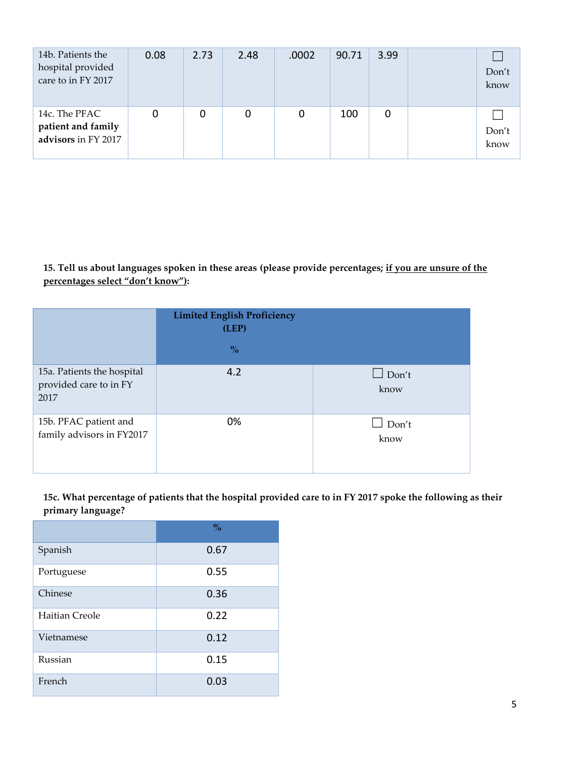| | | | | | | | | |
|---|---|---|---|---|---|---|---|---|
| 14b. Patients the hospital provided care to in FY 2017 | 0.08 | 2.73 | 2.48 | .0002 | 90.71 | 3.99 | | ☐ Don't know |
| 14c. The PFAC **patient and family advisors** in FY 2017 | 0 | 0 | 0 | 0 | 100 | 0 | | ☐ Don't know |

**15. Tell us about languages spoken in these areas (please provide percentages; <u>if you are unsure of the percentages select "don't know")</u>:**

| | Limited English Proficiency (LEP) % | |
|---|---|---|
| 15a. Patients the hospital provided care to in FY 2017 | 4.2 | ☐ Don't know |
| 15b. PFAC patient and family advisors in FY2017 | 0% | ☐ Don't know |

**15c. What percentage of patients that the hospital provided care to in FY 2017 spoke the following as their primary language?**

| | % |
|---|---|
| Spanish | 0.67 |
| Portuguese | 0.55 |
| Chinese | 0.36 |
| Haitian Creole | 0.22 |
| Vietnamese | 0.12 |
| Russian | 0.15 |
| French | 0.03 |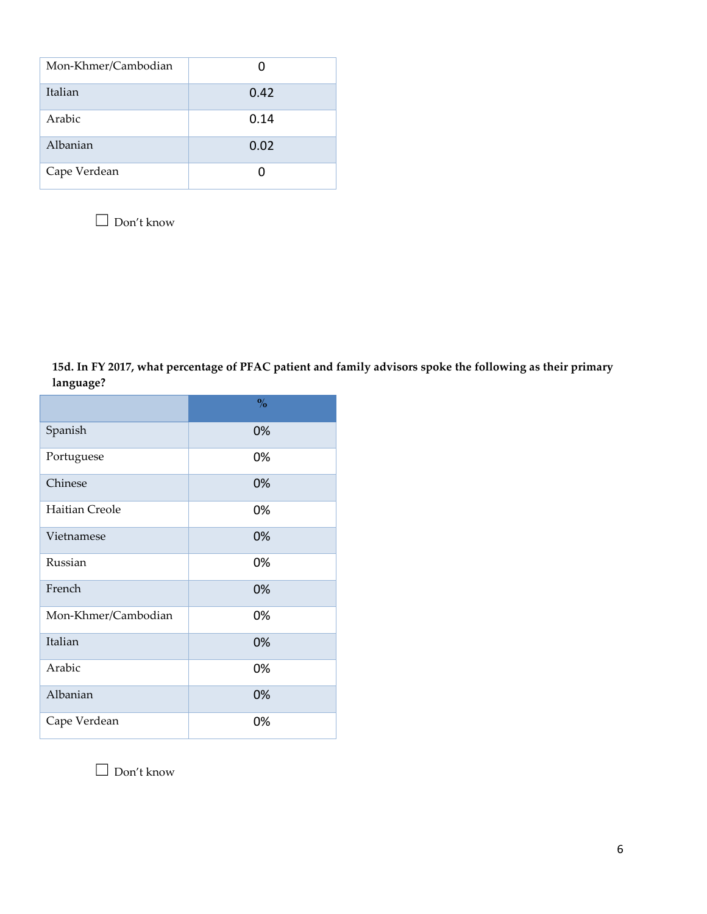| | |
|---|---|
| Mon-Khmer/Cambodian | 0 |
| Italian | 0.42 |
| Arabic | 0.14 |
| Albanian | 0.02 |
| Cape Verdean | 0 |

☐ Don't know

**15d. In FY 2017, what percentage of PFAC patient and family advisors spoke the following as their primary language?**

| | % |
|---|---|
| Spanish | 0% |
| Portuguese | 0% |
| Chinese | 0% |
| Haitian Creole | 0% |
| Vietnamese | 0% |
| Russian | 0% |
| French | 0% |
| Mon-Khmer/Cambodian | 0% |
| Italian | 0% |
| Arabic | 0% |
| Albanian | 0% |
| Cape Verdean | 0% |

☐ Don't know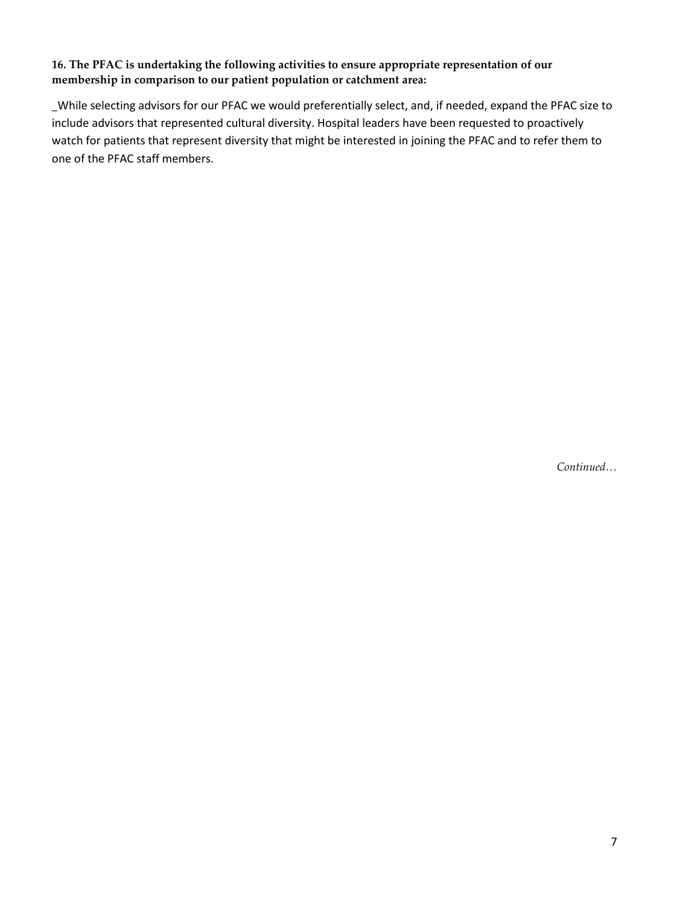**16. The PFAC is undertaking the following activities to ensure appropriate representation of our membership in comparison to our patient population or catchment area:**

_While selecting advisors for our PFAC we would preferentially select, and, if needed, expand the PFAC size to include advisors that represented cultural diversity. Hospital leaders have been requested to proactively watch for patients that represent diversity that might be interested in joining the PFAC and to refer them to one of the PFAC staff members.

*Continued…*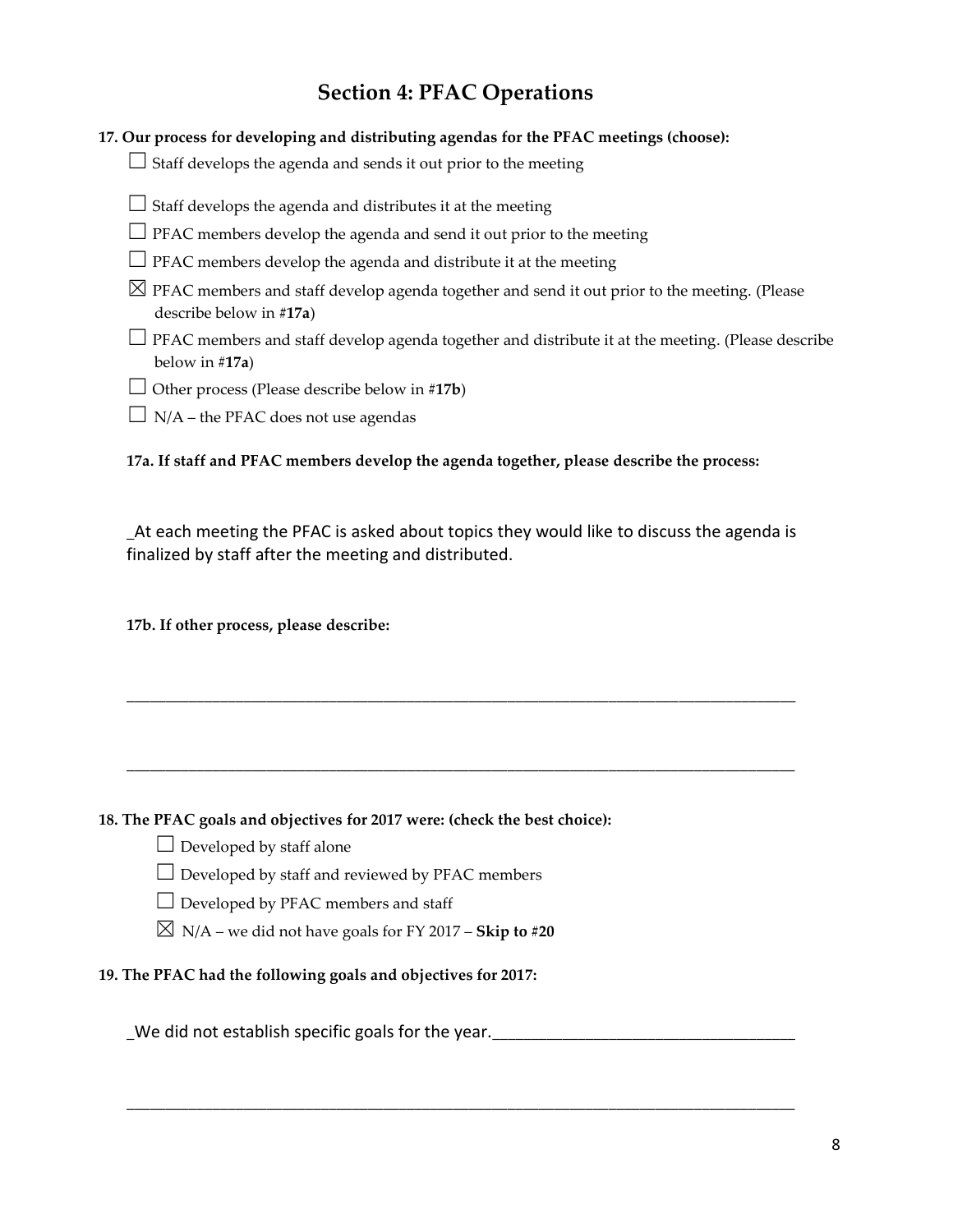## Section 4: PFAC Operations

**17. Our process for developing and distributing agendas for the PFAC meetings (choose):**

☐ Staff develops the agenda and sends it out prior to the meeting

☐ Staff develops the agenda and distributes it at the meeting

☐ PFAC members develop the agenda and send it out prior to the meeting

☐ PFAC members develop the agenda and distribute it at the meeting

☒ PFAC members and staff develop agenda together and send it out prior to the meeting. (Please describe below in #**17a**)

☐ PFAC members and staff develop agenda together and distribute it at the meeting. (Please describe below in #**17a**)

☐ Other process (Please describe below in #**17b**)

☐ N/A – the PFAC does not use agendas

**17a. If staff and PFAC members develop the agenda together, please describe the process:**

_At each meeting the PFAC is asked about topics they would like to discuss the agenda is finalized by staff after the meeting and distributed.

**17b. If other process, please describe:**

______________________________________________________________________________

______________________________________________________________________________

**18. The PFAC goals and objectives for 2017 were: (check the best choice):**

☐ Developed by staff alone

☐ Developed by staff and reviewed by PFAC members

☐ Developed by PFAC members and staff

☒ N/A – we did not have goals for FY 2017 – **Skip to** #**20**

**19. The PFAC had the following goals and objectives for 2017:**

_We did not establish specific goals for the year.__________________________________

______________________________________________________________________________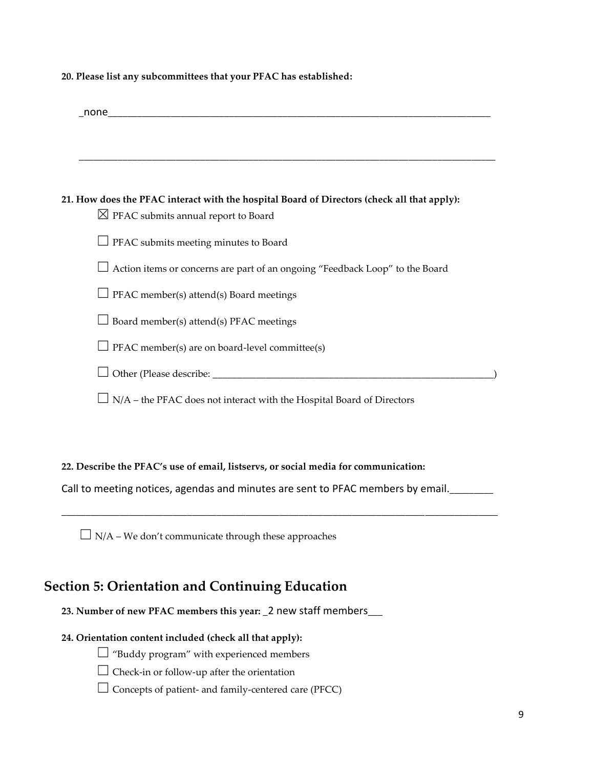**20. Please list any subcommittees that your PFAC has established:**

_none___________________________________________________________________________

_______________________________________________________________________________

**21. How does the PFAC interact with the hospital Board of Directors (check all that apply):**

☒ PFAC submits annual report to Board

☐ PFAC submits meeting minutes to Board

☐ Action items or concerns are part of an ongoing "Feedback Loop" to the Board

☐ PFAC member(s) attend(s) Board meetings

☐ Board member(s) attend(s) PFAC meetings

☐ PFAC member(s) are on board-level committee(s)

☐ Other (Please describe: ___________________________________________________________)

☐ N/A – the PFAC does not interact with the Hospital Board of Directors

**22. Describe the PFAC's use of email, listservs, or social media for communication:**

Call to meeting notices, agendas and minutes are sent to PFAC members by email.________

_______________________________________________________________________________

☐ N/A – We don't communicate through these approaches

## Section 5: Orientation and Continuing Education

**23. Number of new PFAC members this year:** _2 new staff members___

**24. Orientation content included (check all that apply):**

☐ "Buddy program" with experienced members

☐ Check-in or follow-up after the orientation

☐ Concepts of patient- and family-centered care (PFCC)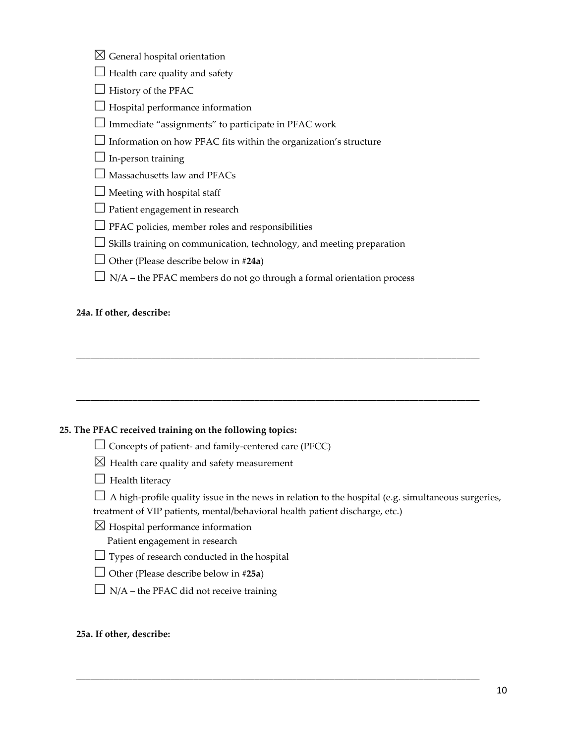☒ General hospital orientation

☐ Health care quality and safety

☐ History of the PFAC

☐ Hospital performance information

☐ Immediate "assignments" to participate in PFAC work

☐ Information on how PFAC fits within the organization's structure

☐ In-person training

☐ Massachusetts law and PFACs

☐ Meeting with hospital staff

☐ Patient engagement in research

☐ PFAC policies, member roles and responsibilities

☐ Skills training on communication, technology, and meeting preparation

☐ Other (Please describe below in #**24a**)

☐ N/A – the PFAC members do not go through a formal orientation process

**24a. If other, describe:**

\_\_\_\_\_\_\_\_\_\_\_\_\_\_\_\_\_\_\_\_\_\_\_\_\_\_\_\_\_\_\_\_\_\_\_\_\_\_\_\_\_\_\_\_\_\_\_\_\_\_\_\_\_\_\_\_\_\_\_\_\_\_\_\_\_\_\_\_\_\_\_\_\_\_\_\_\_\_\_\_\_\_\_\_

\_\_\_\_\_\_\_\_\_\_\_\_\_\_\_\_\_\_\_\_\_\_\_\_\_\_\_\_\_\_\_\_\_\_\_\_\_\_\_\_\_\_\_\_\_\_\_\_\_\_\_\_\_\_\_\_\_\_\_\_\_\_\_\_\_\_\_\_\_\_\_\_\_\_\_\_\_\_\_\_\_\_\_\_

**25. The PFAC received training on the following topics:**

☐ Concepts of patient- and family-centered care (PFCC)

☒ Health care quality and safety measurement

☐ Health literacy

☐ A high-profile quality issue in the news in relation to the hospital (e.g. simultaneous surgeries, treatment of VIP patients, mental/behavioral health patient discharge, etc.)

☒ Hospital performance information
Patient engagement in research

☐ Types of research conducted in the hospital

☐ Other (Please describe below in #**25a**)

☐ N/A – the PFAC did not receive training

**25a. If other, describe:**

\_\_\_\_\_\_\_\_\_\_\_\_\_\_\_\_\_\_\_\_\_\_\_\_\_\_\_\_\_\_\_\_\_\_\_\_\_\_\_\_\_\_\_\_\_\_\_\_\_\_\_\_\_\_\_\_\_\_\_\_\_\_\_\_\_\_\_\_\_\_\_\_\_\_\_\_\_\_\_\_\_\_\_\_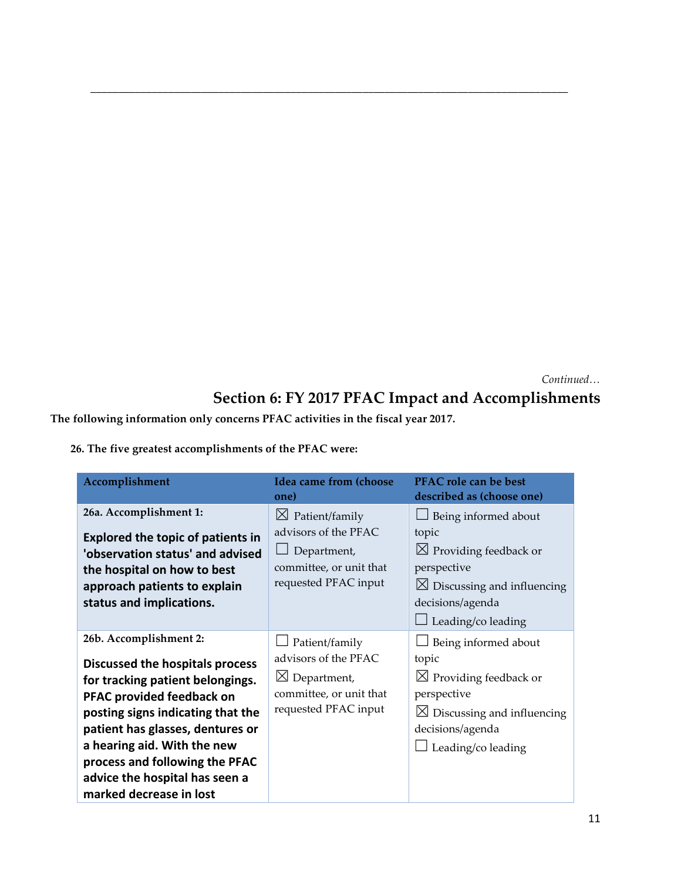---

*Continued…*

## Section 6: FY 2017 PFAC Impact and Accomplishments

**The following information only concerns PFAC activities in the fiscal year 2017.**

**26. The five greatest accomplishments of the PFAC were:**

| Accomplishment | Idea came from (choose one) | PFAC role can be best described as (choose one) |
|---|---|---|
| **26a. Accomplishment 1:** **Explored the topic of patients in 'observation status' and advised the hospital on how to best approach patients to explain status and implications.** | ☒ Patient/family advisors of the PFAC ☐ Department, committee, or unit that requested PFAC input | ☐ Being informed about topic ☒ Providing feedback or perspective ☒ Discussing and influencing decisions/agenda ☐ Leading/co leading |
| **26b. Accomplishment 2:** **Discussed the hospitals process for tracking patient belongings. PFAC provided feedback on posting signs indicating that the patient has glasses, dentures or a hearing aid. With the new process and following the PFAC advice the hospital has seen a marked decrease in lost** | ☐ Patient/family advisors of the PFAC ☒ Department, committee, or unit that requested PFAC input | ☐ Being informed about topic ☒ Providing feedback or perspective ☒ Discussing and influencing decisions/agenda ☐ Leading/co leading |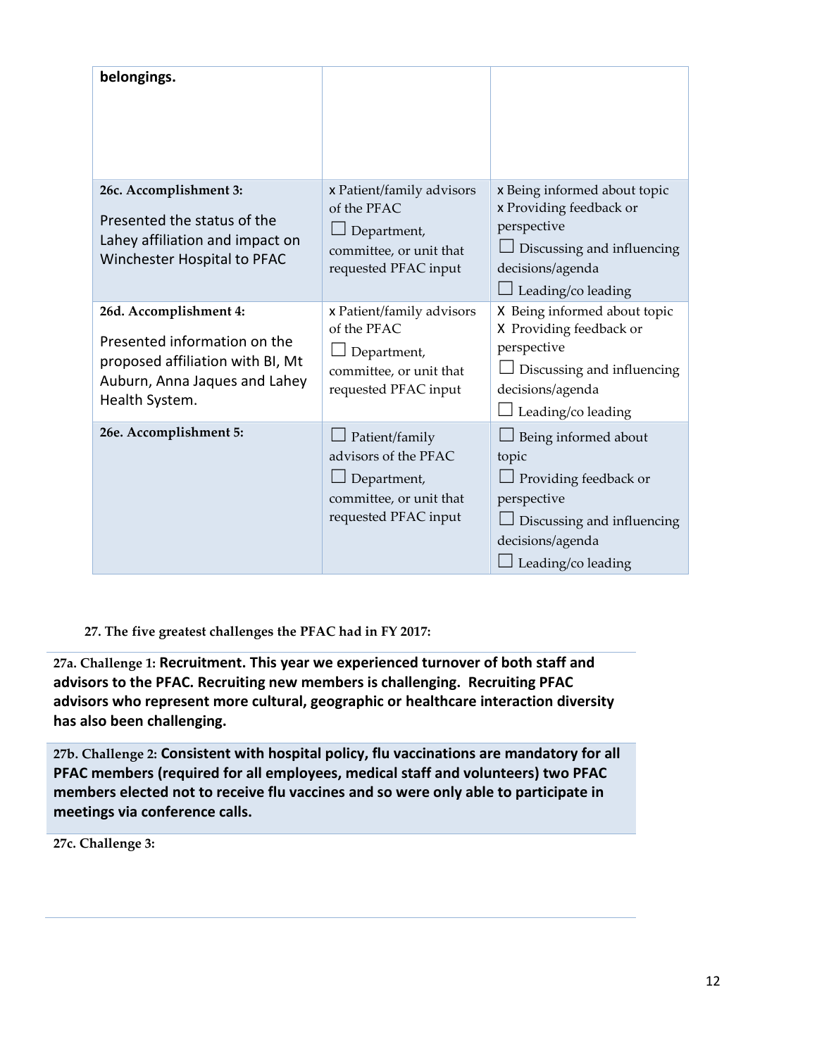| | | |
|---|---|---|
| **belongings.** | | |
| **26c. Accomplishment 3:** Presented the status of the Lahey affiliation and impact on Winchester Hospital to PFAC | x Patient/family advisors of the PFAC ☐ Department, committee, or unit that requested PFAC input | x Being informed about topic x Providing feedback or perspective ☐ Discussing and influencing decisions/agenda ☐ Leading/co leading |
| **26d. Accomplishment 4:** Presented information on the proposed affiliation with BI, Mt Auburn, Anna Jaques and Lahey Health System. | x Patient/family advisors of the PFAC ☐ Department, committee, or unit that requested PFAC input | X Being informed about topic X Providing feedback or perspective ☐ Discussing and influencing decisions/agenda ☐ Leading/co leading |
| **26e. Accomplishment 5:** | ☐ Patient/family advisors of the PFAC ☐ Department, committee, or unit that requested PFAC input | ☐ Being informed about topic ☐ Providing feedback or perspective ☐ Discussing and influencing decisions/agenda ☐ Leading/co leading |

**27. The five greatest challenges the PFAC had in FY 2017:**

27a. Challenge 1: **Recruitment. This year we experienced turnover of both staff and advisors to the PFAC. Recruiting new members is challenging. Recruiting PFAC advisors who represent more cultural, geographic or healthcare interaction diversity has also been challenging.**

27b. Challenge 2: **Consistent with hospital policy, flu vaccinations are mandatory for all PFAC members (required for all employees, medical staff and volunteers) two PFAC members elected not to receive flu vaccines and so were only able to participate in meetings via conference calls.**

27c. Challenge 3: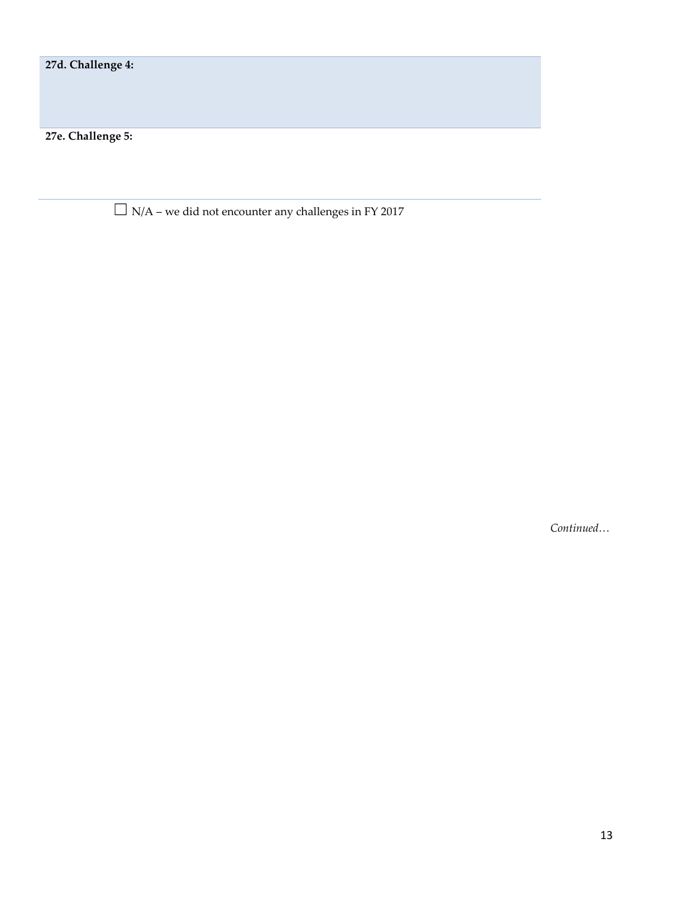**27d. Challenge 4:**

**27e. Challenge 5:**

☐ N/A – we did not encounter any challenges in FY 2017

*Continued…*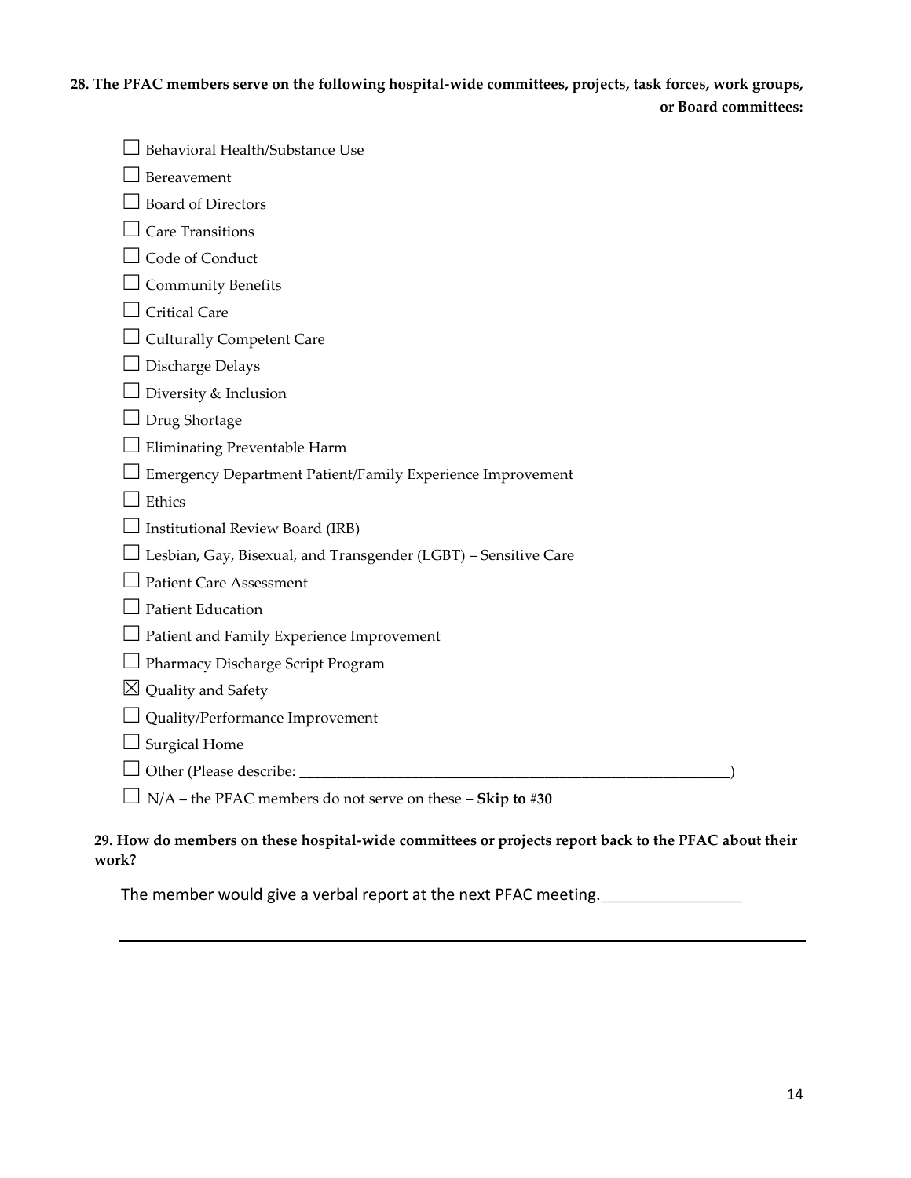**28. The PFAC members serve on the following hospital-wide committees, projects, task forces, work groups, or Board committees:**

- ☐ Behavioral Health/Substance Use
- ☐ Bereavement
- ☐ Board of Directors
- ☐ Care Transitions
- ☐ Code of Conduct
- ☐ Community Benefits
- ☐ Critical Care
- ☐ Culturally Competent Care
- ☐ Discharge Delays
- ☐ Diversity & Inclusion
- ☐ Drug Shortage
- ☐ Eliminating Preventable Harm
- ☐ Emergency Department Patient/Family Experience Improvement
- ☐ Ethics
- ☐ Institutional Review Board (IRB)
- ☐ Lesbian, Gay, Bisexual, and Transgender (LGBT) – Sensitive Care
- ☐ Patient Care Assessment
- ☐ Patient Education
- ☐ Patient and Family Experience Improvement
- ☐ Pharmacy Discharge Script Program
- ☒ Quality and Safety
- ☐ Quality/Performance Improvement
- ☐ Surgical Home
- ☐ Other (Please describe: ___________________________________________)
- ☐ N/A **–** the PFAC members do not serve on these – **Skip to #30**

**29. How do members on these hospital-wide committees or projects report back to the PFAC about their work?**

The member would give a verbal report at the next PFAC meeting.________________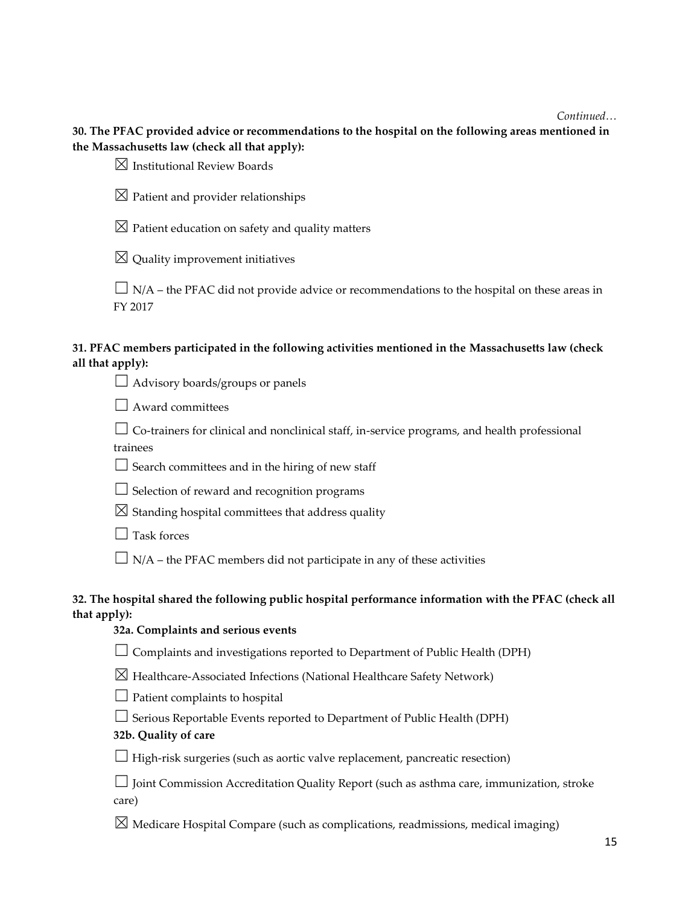*Continued…*

**30. The PFAC provided advice or recommendations to the hospital on the following areas mentioned in the Massachusetts law (check all that apply):**

☒ Institutional Review Boards

☒ Patient and provider relationships

☒ Patient education on safety and quality matters

☒ Quality improvement initiatives

☐ N/A – the PFAC did not provide advice or recommendations to the hospital on these areas in FY 2017

**31. PFAC members participated in the following activities mentioned in the Massachusetts law (check all that apply):**

☐ Advisory boards/groups or panels

☐ Award committees

☐ Co-trainers for clinical and nonclinical staff, in-service programs, and health professional trainees

☐ Search committees and in the hiring of new staff

☐ Selection of reward and recognition programs

☒ Standing hospital committees that address quality

☐ Task forces

☐ N/A – the PFAC members did not participate in any of these activities

**32. The hospital shared the following public hospital performance information with the PFAC (check all that apply):**

**32a. Complaints and serious events**

☐ Complaints and investigations reported to Department of Public Health (DPH)

☒ Healthcare-Associated Infections (National Healthcare Safety Network)

☐ Patient complaints to hospital

☐ Serious Reportable Events reported to Department of Public Health (DPH)

**32b. Quality of care**

☐ High-risk surgeries (such as aortic valve replacement, pancreatic resection)

☐ Joint Commission Accreditation Quality Report (such as asthma care, immunization, stroke care)

☒ Medicare Hospital Compare (such as complications, readmissions, medical imaging)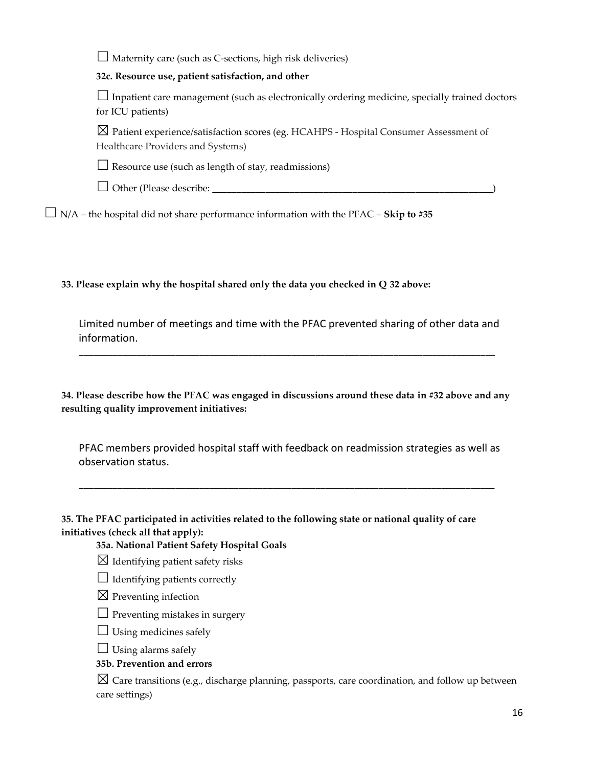☐ Maternity care (such as C-sections, high risk deliveries)

**32c. Resource use, patient satisfaction, and other**

☐ Inpatient care management (such as electronically ordering medicine, specially trained doctors for ICU patients)

☒ Patient experience/satisfaction scores (eg. HCAHPS - Hospital Consumer Assessment of Healthcare Providers and Systems)

☐ Resource use (such as length of stay, readmissions)

☐ Other (Please describe: ___________________________________________________________)

☐ N/A – the hospital did not share performance information with the PFAC – **Skip to #35**

**33. Please explain why the hospital shared only the data you checked in Q 32 above:**

Limited number of meetings and time with the PFAC prevented sharing of other data and information.

**34. Please describe how the PFAC was engaged in discussions around these data in #32 above and any resulting quality improvement initiatives:**

PFAC members provided hospital staff with feedback on readmission strategies as well as observation status.

**35. The PFAC participated in activities related to the following state or national quality of care initiatives (check all that apply):**

**35a. National Patient Safety Hospital Goals**

☒ Identifying patient safety risks

☐ Identifying patients correctly

☒ Preventing infection

☐ Preventing mistakes in surgery

☐ Using medicines safely

☐ Using alarms safely

**35b. Prevention and errors**

☒ Care transitions (e.g., discharge planning, passports, care coordination, and follow up between care settings)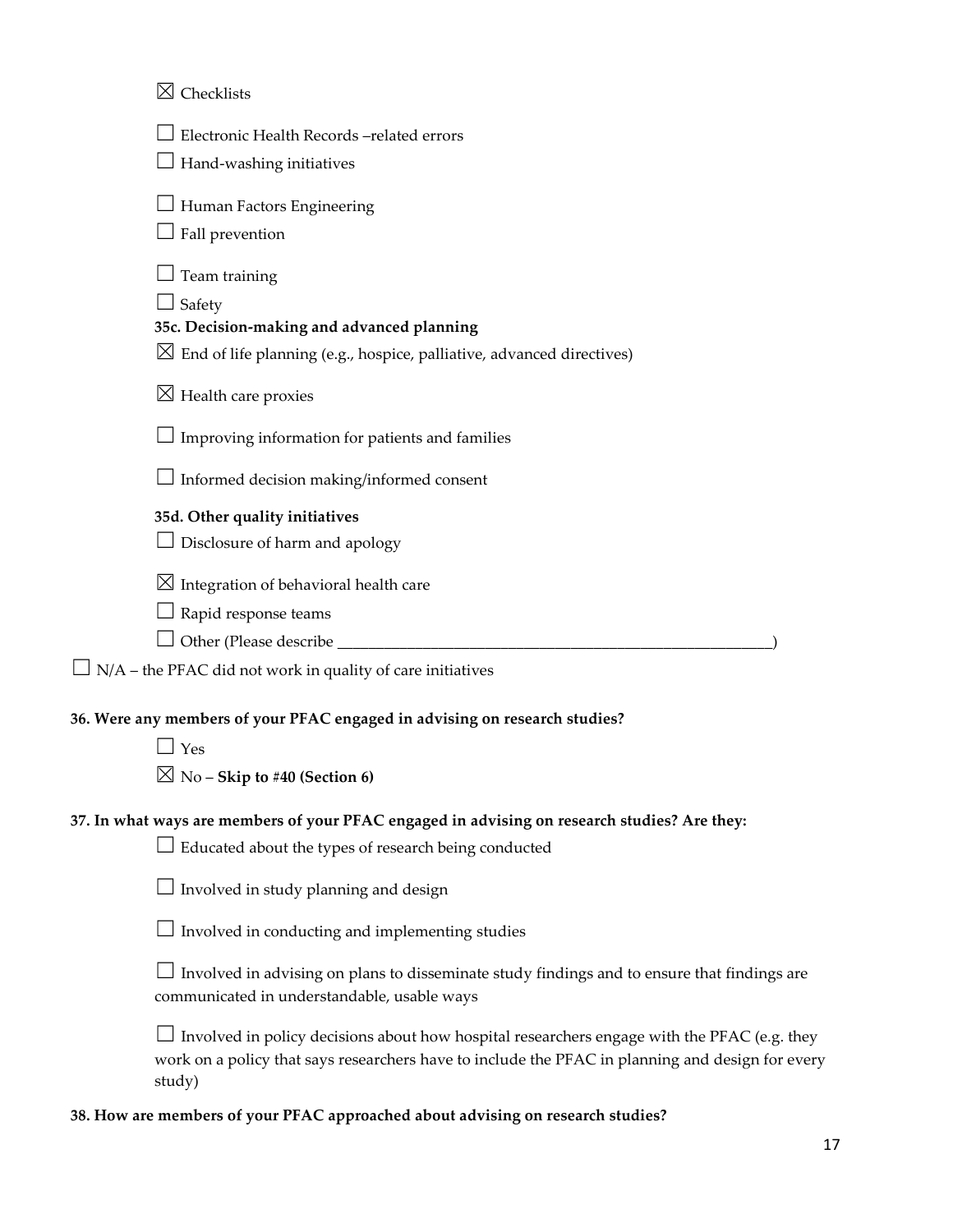☒ Checklists

☐ Electronic Health Records –related errors

☐ Hand-washing initiatives

☐ Human Factors Engineering

☐ Fall prevention

☐ Team training

☐ Safety

**35c. Decision-making and advanced planning**

☒ End of life planning (e.g., hospice, palliative, advanced directives)

☒ Health care proxies

☐ Improving information for patients and families

☐ Informed decision making/informed consent

**35d. Other quality initiatives**

☐ Disclosure of harm and apology

☒ Integration of behavioral health care

☐ Rapid response teams

☐ Other (Please describe ________________________________________________________)

☐ N/A – the PFAC did not work in quality of care initiatives

**36. Were any members of your PFAC engaged in advising on research studies?**

☐ Yes

☒ No – **Skip to #40 (Section 6)**

**37. In what ways are members of your PFAC engaged in advising on research studies? Are they:**

☐ Educated about the types of research being conducted

☐ Involved in study planning and design

☐ Involved in conducting and implementing studies

☐ Involved in advising on plans to disseminate study findings and to ensure that findings are communicated in understandable, usable ways

☐ Involved in policy decisions about how hospital researchers engage with the PFAC (e.g. they work on a policy that says researchers have to include the PFAC in planning and design for every study)

**38. How are members of your PFAC approached about advising on research studies?**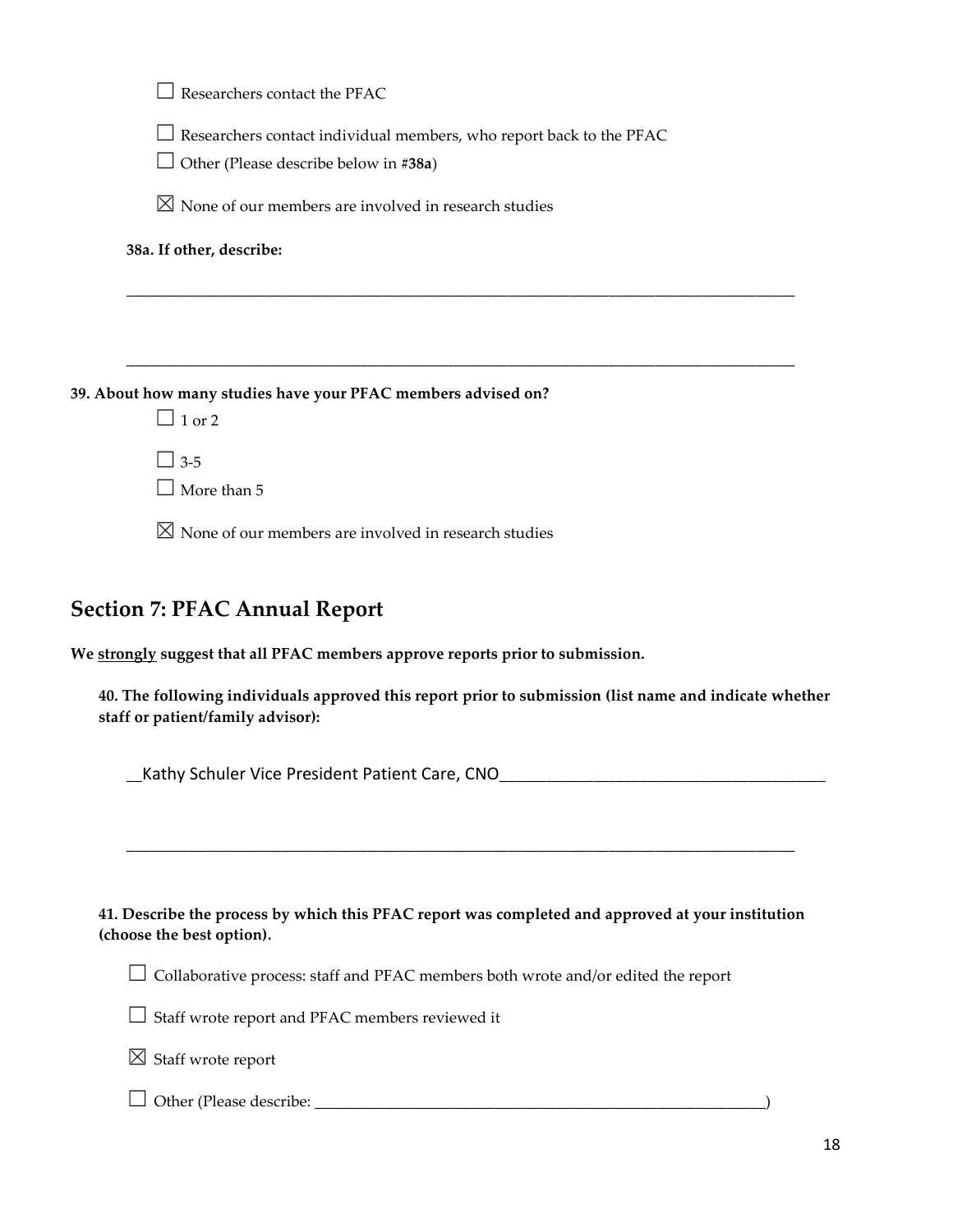☐ Researchers contact the PFAC

☐ Researchers contact individual members, who report back to the PFAC

☐ Other (Please describe below in #**38a**)

☒ None of our members are involved in research studies

**38a. If other, describe:**

_______________________________________________________________________________________

_______________________________________________________________________________________

**39. About how many studies have your PFAC members advised on?**

☐ 1 or 2

☐ 3-5

☐ More than 5

☒ None of our members are involved in research studies

## Section 7: PFAC Annual Report

**We <u>strongly</u> suggest that all PFAC members approve reports prior to submission.**

**40. The following individuals approved this report prior to submission (list name and indicate whether staff or patient/family advisor):**

__Kathy Schuler Vice President Patient Care, CNO_______________________________________

_______________________________________________________________________________________

**41. Describe the process by which this PFAC report was completed and approved at your institution (choose the best option).**

☐ Collaborative process: staff and PFAC members both wrote and/or edited the report

☐ Staff wrote report and PFAC members reviewed it

☒ Staff wrote report

☐ Other (Please describe: ___________________________________________________________)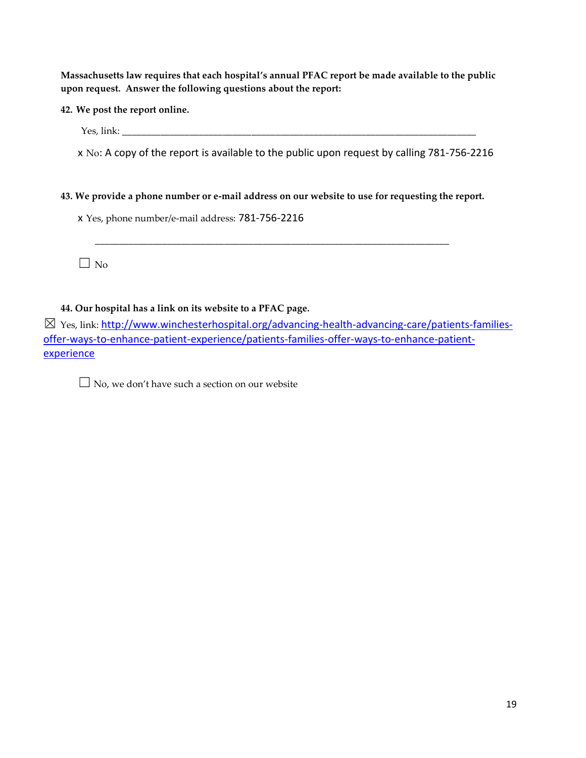**Massachusetts law requires that each hospital's annual PFAC report be made available to the public upon request. Answer the following questions about the report:**

**42. We post the report online.**

Yes, link: ___________________________________________________________________________

x No: A copy of the report is available to the public upon request by calling 781-756-2216

**43. We provide a phone number or e-mail address on our website to use for requesting the report.**

x Yes, phone number/e-mail address: 781-756-2216

___________________________________________________________________________

☐ No

**44. Our hospital has a link on its website to a PFAC page.**

☒ Yes, link: [http://www.winchesterhospital.org/advancing-health-advancing-care/patients-families-offer-ways-to-enhance-patient-experience/patients-families-offer-ways-to-enhance-patient-experience](http://www.winchesterhospital.org/advancing-health-advancing-care/patients-families-offer-ways-to-enhance-patient-experience/patients-families-offer-ways-to-enhance-patient-experience)

☐ No, we don't have such a section on our website